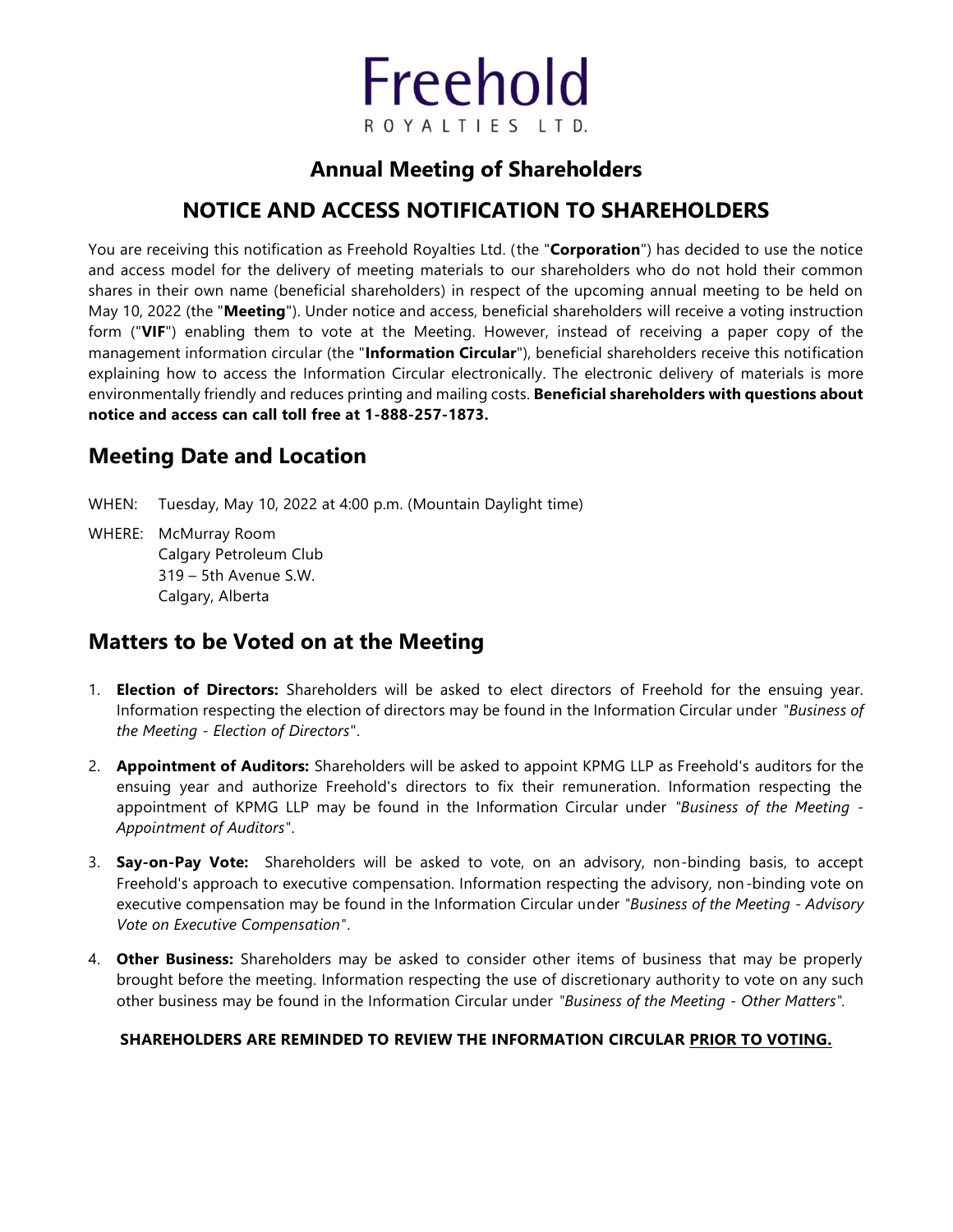# Freehold

ROYALTIES LTD.

## Annual Meeting of Shareholders

## NOTICE AND ACCESS NOTIFICATION TO SHAREHOLDERS

You are receiving this notification as Freehold Royalties Ltd. (the "**Corporation**") has decided to use the notice and access model for the delivery of meeting materials to our shareholders who do not hold their common shares in their own name (beneficial shareholders) in respect of the upcoming annual meeting to be held on May 10, 2022 (the "**Meeting**"). Under notice and access, beneficial shareholders will receive a voting instruction form ("**VIF**") enabling them to vote at the Meeting. However, instead of receiving a paper copy of the management information circular (the "**Information Circular**"), beneficial shareholders receive this notification explaining how to access the Information Circular electronically. The electronic delivery of materials is more environmentally friendly and reduces printing and mailing costs. **Beneficial shareholders with questions about notice and access can call toll free at 1-888-257-1873.**

## Meeting Date and Location

WHEN: Tuesday, May 10, 2022 at 4:00 p.m. (Mountain Daylight time)

WHERE: McMurray Room
Calgary Petroleum Club
319 – 5th Avenue S.W.
Calgary, Alberta

## Matters to be Voted on at the Meeting

1. **Election of Directors:** Shareholders will be asked to elect directors of Freehold for the ensuing year. Information respecting the election of directors may be found in the Information Circular under *"Business of the Meeting - Election of Directors"*.
2. **Appointment of Auditors:** Shareholders will be asked to appoint KPMG LLP as Freehold's auditors for the ensuing year and authorize Freehold's directors to fix their remuneration. Information respecting the appointment of KPMG LLP may be found in the Information Circular under *"Business of the Meeting - Appointment of Auditors"*.
3. **Say-on-Pay Vote:** Shareholders will be asked to vote, on an advisory, non-binding basis, to accept Freehold's approach to executive compensation. Information respecting the advisory, non-binding vote on executive compensation may be found in the Information Circular under *"Business of the Meeting - Advisory Vote on Executive Compensation"*.
4. **Other Business:** Shareholders may be asked to consider other items of business that may be properly brought before the meeting. Information respecting the use of discretionary authority to vote on any such other business may be found in the Information Circular under *"Business of the Meeting - Other Matters"*.

**SHAREHOLDERS ARE REMINDED TO REVIEW THE INFORMATION CIRCULAR PRIOR TO VOTING.**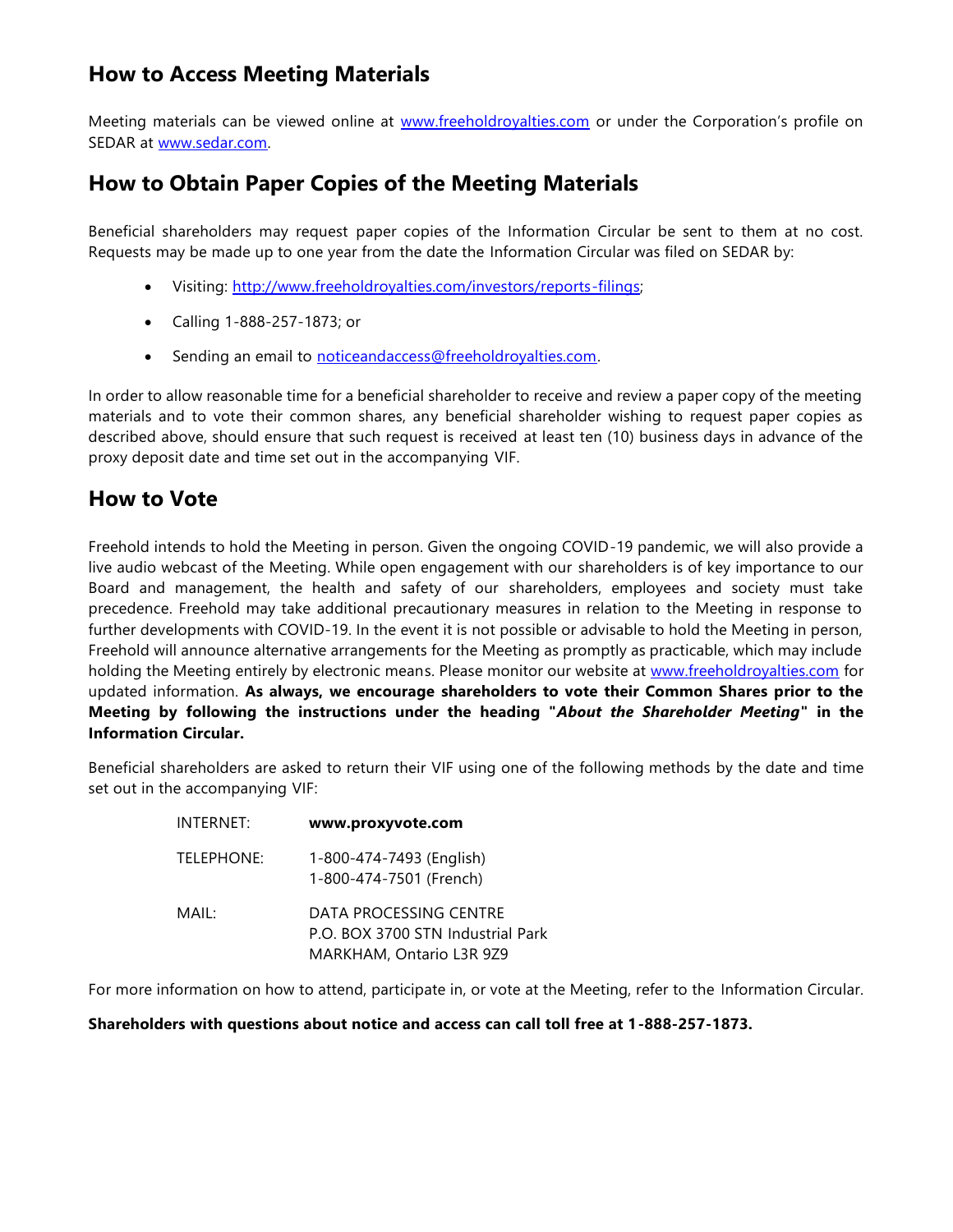## How to Access Meeting Materials

Meeting materials can be viewed online at www.freeholdroyalties.com or under the Corporation's profile on SEDAR at www.sedar.com.

## How to Obtain Paper Copies of the Meeting Materials

Beneficial shareholders may request paper copies of the Information Circular be sent to them at no cost. Requests may be made up to one year from the date the Information Circular was filed on SEDAR by:

- Visiting: http://www.freeholdroyalties.com/investors/reports-filings;
- Calling 1-888-257-1873; or
- Sending an email to noticeandaccess@freeholdroyalties.com.

In order to allow reasonable time for a beneficial shareholder to receive and review a paper copy of the meeting materials and to vote their common shares, any beneficial shareholder wishing to request paper copies as described above, should ensure that such request is received at least ten (10) business days in advance of the proxy deposit date and time set out in the accompanying VIF.

## How to Vote

Freehold intends to hold the Meeting in person. Given the ongoing COVID-19 pandemic, we will also provide a live audio webcast of the Meeting. While open engagement with our shareholders is of key importance to our Board and management, the health and safety of our shareholders, employees and society must take precedence. Freehold may take additional precautionary measures in relation to the Meeting in response to further developments with COVID-19. In the event it is not possible or advisable to hold the Meeting in person, Freehold will announce alternative arrangements for the Meeting as promptly as practicable, which may include holding the Meeting entirely by electronic means. Please monitor our website at www.freeholdroyalties.com for updated information. **As always, we encourage shareholders to vote their Common Shares prior to the Meeting by following the instructions under the heading "*About the Shareholder Meeting*" in the Information Circular.**

Beneficial shareholders are asked to return their VIF using one of the following methods by the date and time set out in the accompanying VIF:

| | |
|---|---|
| INTERNET: | **www.proxyvote.com** |
| TELEPHONE: | 1-800-474-7493 (English)<br>1-800-474-7501 (French) |
| MAIL: | DATA PROCESSING CENTRE<br>P.O. BOX 3700 STN Industrial Park<br>MARKHAM, Ontario L3R 9Z9 |

For more information on how to attend, participate in, or vote at the Meeting, refer to the Information Circular.

**Shareholders with questions about notice and access can call toll free at 1-888-257-1873.**